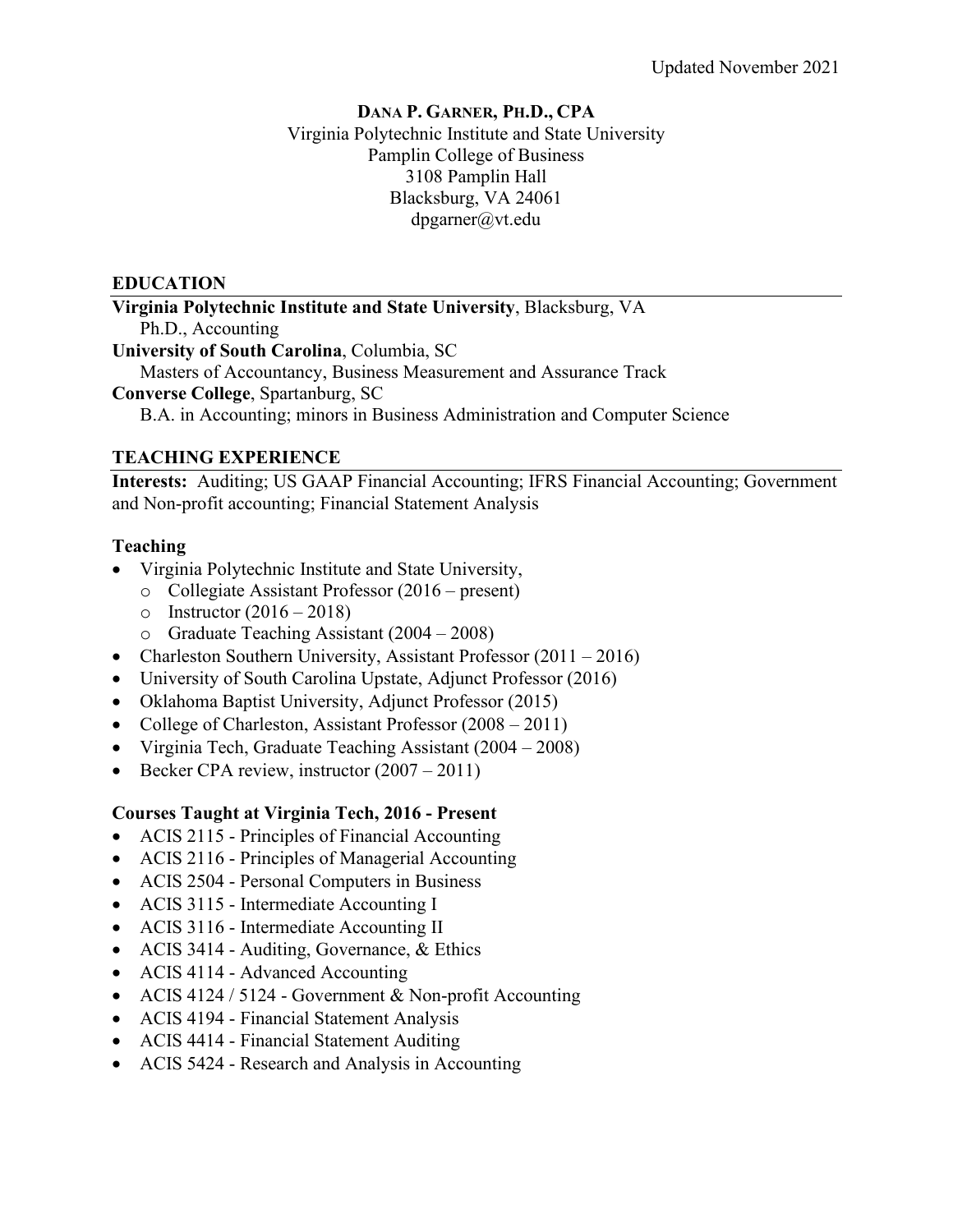Updated November 2021

# DANA P. GARNER, PH.D., CPA

Virginia Polytechnic Institute and State University
Pamplin College of Business
3108 Pamplin Hall
Blacksburg, VA 24061
dpgarner@vt.edu

## EDUCATION

**Virginia Polytechnic Institute and State University**, Blacksburg, VA
Ph.D., Accounting

**University of South Carolina**, Columbia, SC
Masters of Accountancy, Business Measurement and Assurance Track

**Converse College**, Spartanburg, SC
B.A. in Accounting; minors in Business Administration and Computer Science

## TEACHING EXPERIENCE

**Interests:** Auditing; US GAAP Financial Accounting; IFRS Financial Accounting; Government and Non-profit accounting; Financial Statement Analysis

### Teaching

- Virginia Polytechnic Institute and State University,
  - Collegiate Assistant Professor (2016 – present)
  - Instructor (2016 – 2018)
  - Graduate Teaching Assistant (2004 – 2008)
- Charleston Southern University, Assistant Professor (2011 – 2016)
- University of South Carolina Upstate, Adjunct Professor (2016)
- Oklahoma Baptist University, Adjunct Professor (2015)
- College of Charleston, Assistant Professor (2008 – 2011)
- Virginia Tech, Graduate Teaching Assistant (2004 – 2008)
- Becker CPA review, instructor (2007 – 2011)

### Courses Taught at Virginia Tech, 2016 - Present

- ACIS 2115 - Principles of Financial Accounting
- ACIS 2116 - Principles of Managerial Accounting
- ACIS 2504 - Personal Computers in Business
- ACIS 3115 - Intermediate Accounting I
- ACIS 3116 - Intermediate Accounting II
- ACIS 3414 - Auditing, Governance, & Ethics
- ACIS 4114 - Advanced Accounting
- ACIS 4124 / 5124 - Government & Non-profit Accounting
- ACIS 4194 - Financial Statement Analysis
- ACIS 4414 - Financial Statement Auditing
- ACIS 5424 - Research and Analysis in Accounting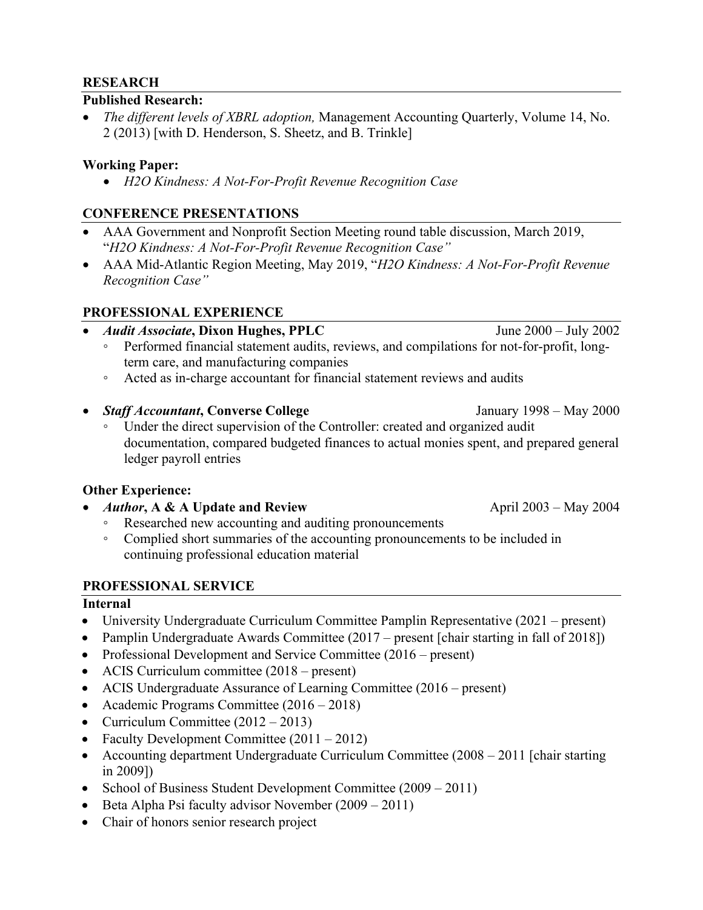## RESEARCH

### Published Research:

- *The different levels of XBRL adoption,* Management Accounting Quarterly, Volume 14, No. 2 (2013) [with D. Henderson, S. Sheetz, and B. Trinkle]

### Working Paper:

- *H2O Kindness: A Not-For-Profit Revenue Recognition Case*

## CONFERENCE PRESENTATIONS

- AAA Government and Nonprofit Section Meeting round table discussion, March 2019, "*H2O Kindness: A Not-For-Profit Revenue Recognition Case"*
- AAA Mid-Atlantic Region Meeting, May 2019, "*H2O Kindness: A Not-For-Profit Revenue Recognition Case"*

## PROFESSIONAL EXPERIENCE

- ***Audit Associate*, Dixon Hughes, PPLC** — June 2000 – July 2002
  - Performed financial statement audits, reviews, and compilations for not-for-profit, long-term care, and manufacturing companies
  - Acted as in-charge accountant for financial statement reviews and audits

- ***Staff Accountant*, Converse College** — January 1998 – May 2000
  - Under the direct supervision of the Controller: created and organized audit documentation, compared budgeted finances to actual monies spent, and prepared general ledger payroll entries

### Other Experience:

- ***Author*, A & A Update and Review** — April 2003 – May 2004
  - Researched new accounting and auditing pronouncements
  - Complied short summaries of the accounting pronouncements to be included in continuing professional education material

## PROFESSIONAL SERVICE

### Internal

- University Undergraduate Curriculum Committee Pamplin Representative (2021 – present)
- Pamplin Undergraduate Awards Committee (2017 – present [chair starting in fall of 2018])
- Professional Development and Service Committee (2016 – present)
- ACIS Curriculum committee (2018 – present)
- ACIS Undergraduate Assurance of Learning Committee (2016 – present)
- Academic Programs Committee (2016 – 2018)
- Curriculum Committee (2012 – 2013)
- Faculty Development Committee (2011 – 2012)
- Accounting department Undergraduate Curriculum Committee (2008 – 2011 [chair starting in 2009])
- School of Business Student Development Committee (2009 – 2011)
- Beta Alpha Psi faculty advisor November (2009 – 2011)
- Chair of honors senior research project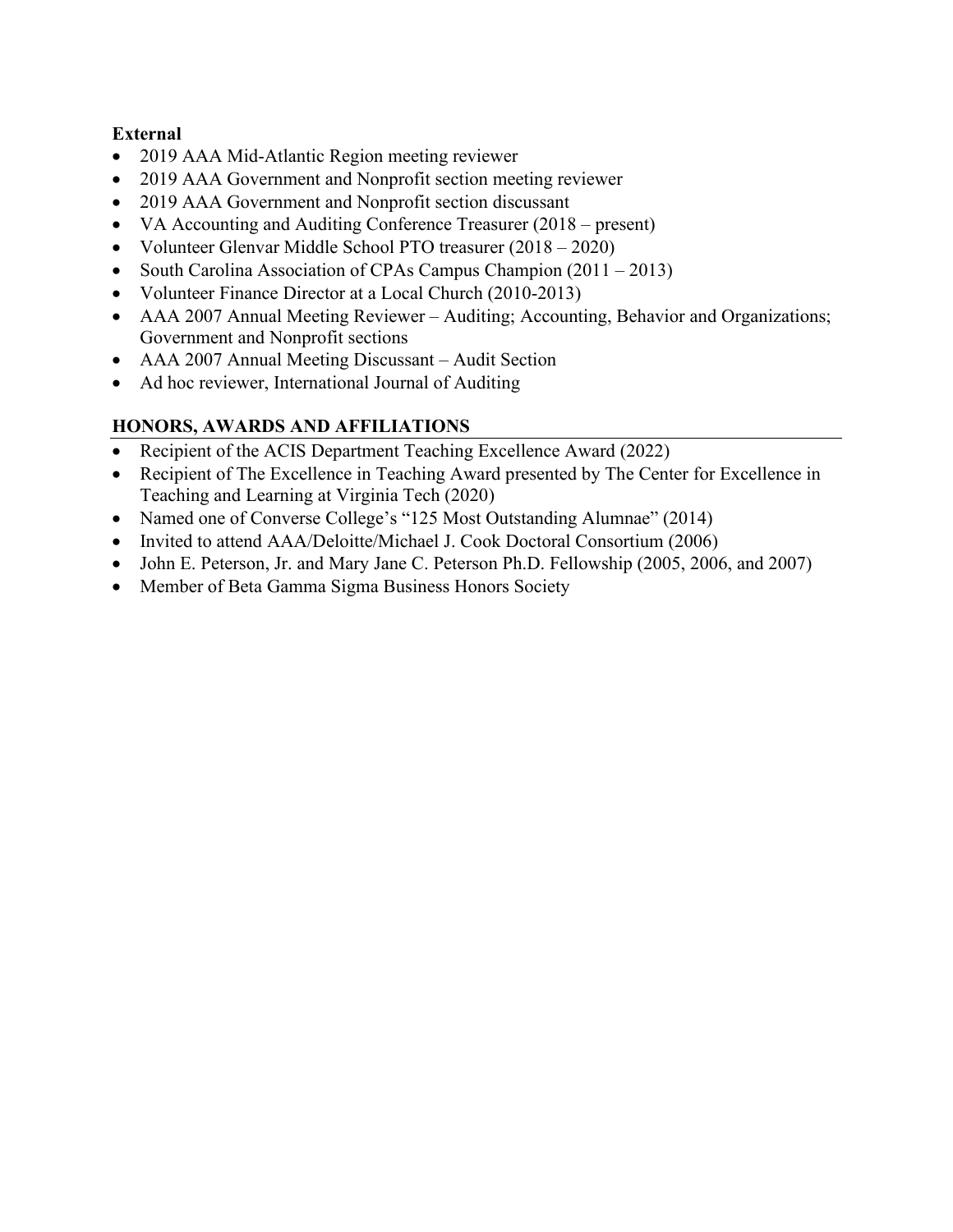**External**

- 2019 AAA Mid-Atlantic Region meeting reviewer
- 2019 AAA Government and Nonprofit section meeting reviewer
- 2019 AAA Government and Nonprofit section discussant
- VA Accounting and Auditing Conference Treasurer (2018 – present)
- Volunteer Glenvar Middle School PTO treasurer (2018 – 2020)
- South Carolina Association of CPAs Campus Champion (2011 – 2013)
- Volunteer Finance Director at a Local Church (2010-2013)
- AAA 2007 Annual Meeting Reviewer – Auditing; Accounting, Behavior and Organizations; Government and Nonprofit sections
- AAA 2007 Annual Meeting Discussant – Audit Section
- Ad hoc reviewer, International Journal of Auditing

## HONORS, AWARDS AND AFFILIATIONS

- Recipient of the ACIS Department Teaching Excellence Award (2022)
- Recipient of The Excellence in Teaching Award presented by The Center for Excellence in Teaching and Learning at Virginia Tech (2020)
- Named one of Converse College's "125 Most Outstanding Alumnae" (2014)
- Invited to attend AAA/Deloitte/Michael J. Cook Doctoral Consortium (2006)
- John E. Peterson, Jr. and Mary Jane C. Peterson Ph.D. Fellowship (2005, 2006, and 2007)
- Member of Beta Gamma Sigma Business Honors Society